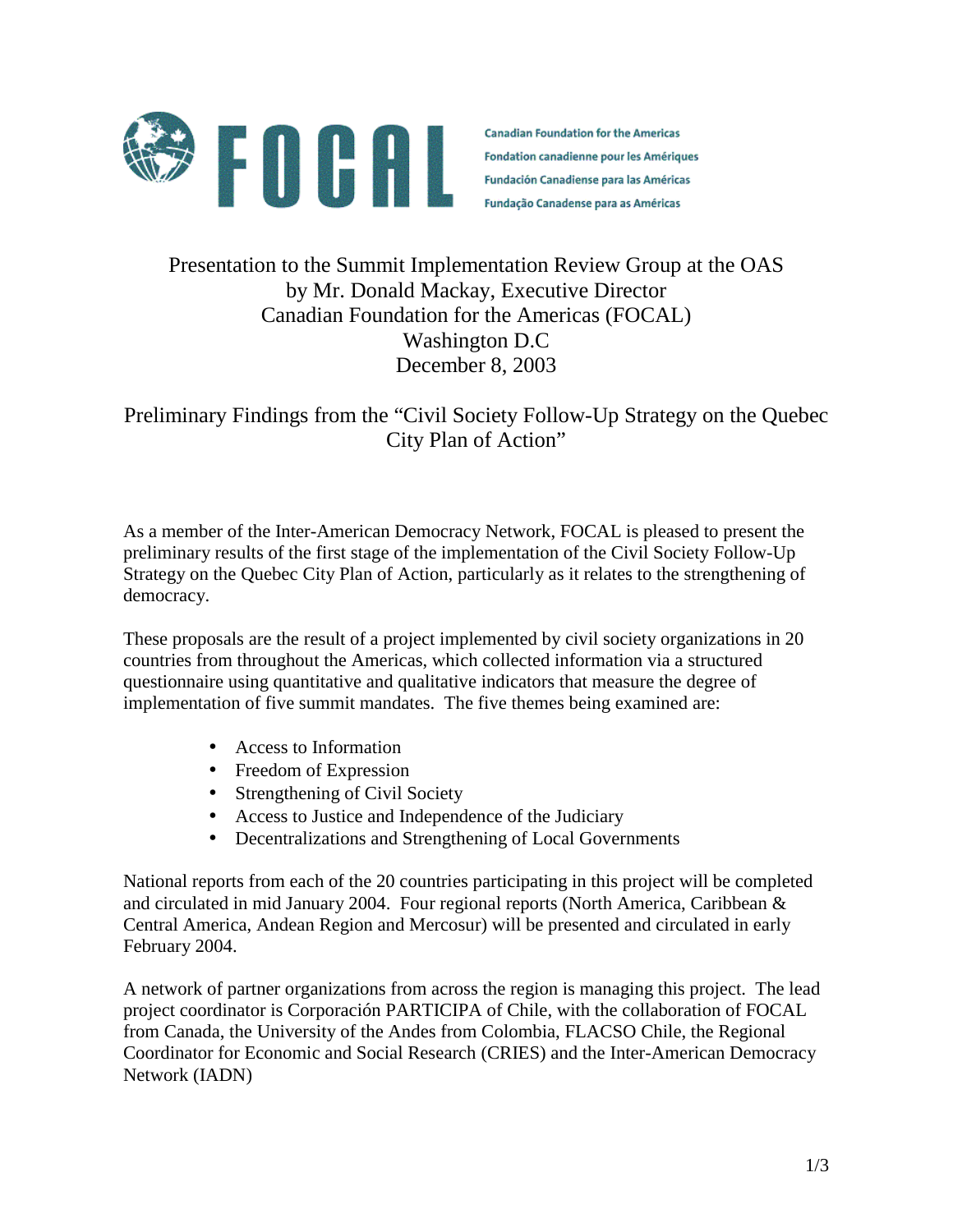FOCAL

Canadian Foundation for the Americas
Fondation canadienne pour les Amériques
Fundación Canadiense para las Américas
Fundação Canadense para as Américas

Presentation to the Summit Implementation Review Group at the OAS
by Mr. Donald Mackay, Executive Director
Canadian Foundation for the Americas (FOCAL)
Washington D.C
December 8, 2003

# Preliminary Findings from the "Civil Society Follow-Up Strategy on the Quebec City Plan of Action"

As a member of the Inter-American Democracy Network, FOCAL is pleased to present the preliminary results of the first stage of the implementation of the Civil Society Follow-Up Strategy on the Quebec City Plan of Action, particularly as it relates to the strengthening of democracy.

These proposals are the result of a project implemented by civil society organizations in 20 countries from throughout the Americas, which collected information via a structured questionnaire using quantitative and qualitative indicators that measure the degree of implementation of five summit mandates. The five themes being examined are:

- Access to Information
- Freedom of Expression
- Strengthening of Civil Society
- Access to Justice and Independence of the Judiciary
- Decentralizations and Strengthening of Local Governments

National reports from each of the 20 countries participating in this project will be completed and circulated in mid January 2004. Four regional reports (North America, Caribbean & Central America, Andean Region and Mercosur) will be presented and circulated in early February 2004.

A network of partner organizations from across the region is managing this project. The lead project coordinator is Corporación PARTICIPA of Chile, with the collaboration of FOCAL from Canada, the University of the Andes from Colombia, FLACSO Chile, the Regional Coordinator for Economic and Social Research (CRIES) and the Inter-American Democracy Network (IADN)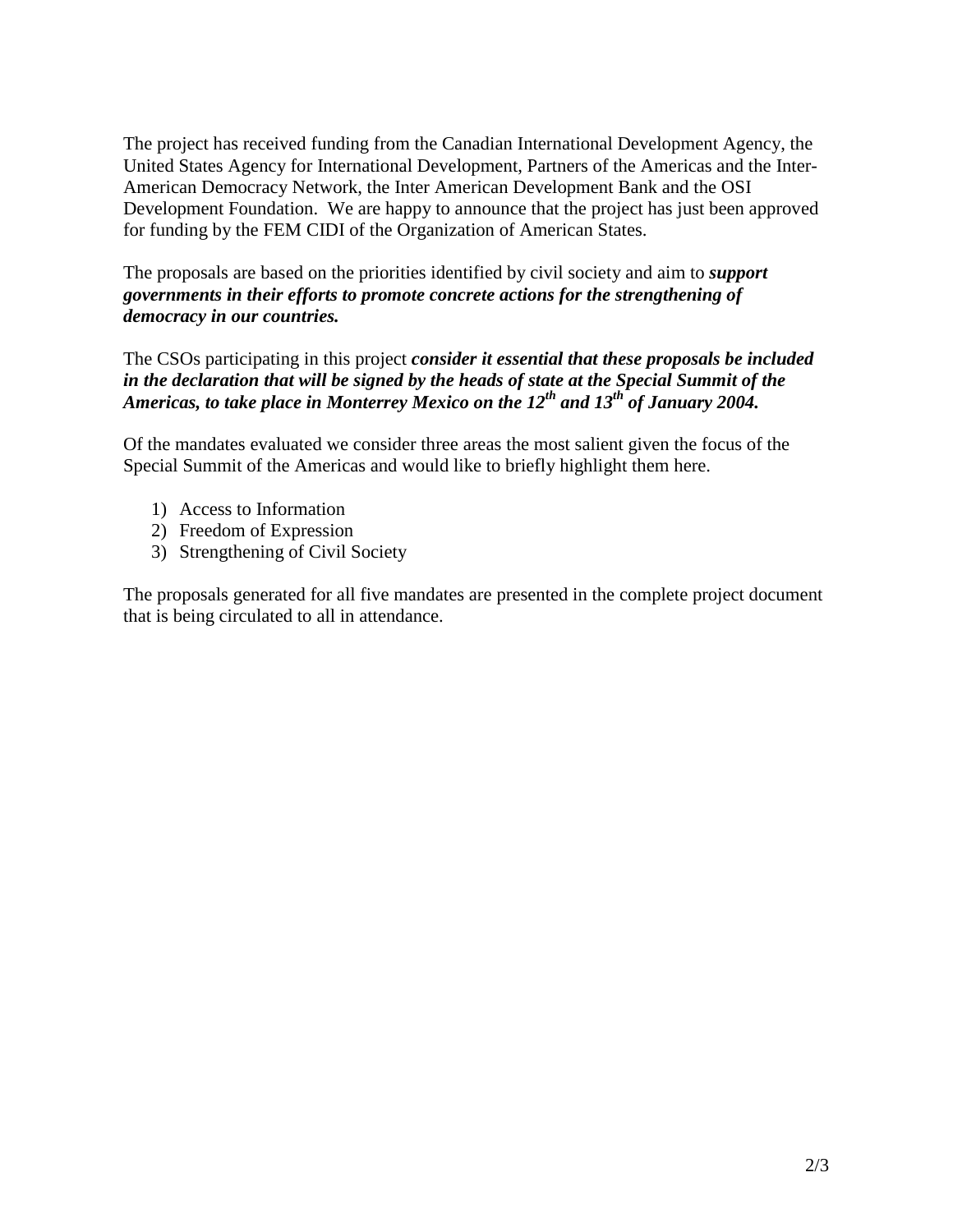The project has received funding from the Canadian International Development Agency, the United States Agency for International Development, Partners of the Americas and the Inter-American Democracy Network, the Inter American Development Bank and the OSI Development Foundation. We are happy to announce that the project has just been approved for funding by the FEM CIDI of the Organization of American States.

The proposals are based on the priorities identified by civil society and aim to ***support governments in their efforts to promote concrete actions for the strengthening of democracy in our countries.***

The CSOs participating in this project ***consider it essential that these proposals be included in the declaration that will be signed by the heads of state at the Special Summit of the Americas, to take place in Monterrey Mexico on the 12th and 13th of January 2004.***

Of the mandates evaluated we consider three areas the most salient given the focus of the Special Summit of the Americas and would like to briefly highlight them here.

1) Access to Information
2) Freedom of Expression
3) Strengthening of Civil Society

The proposals generated for all five mandates are presented in the complete project document that is being circulated to all in attendance.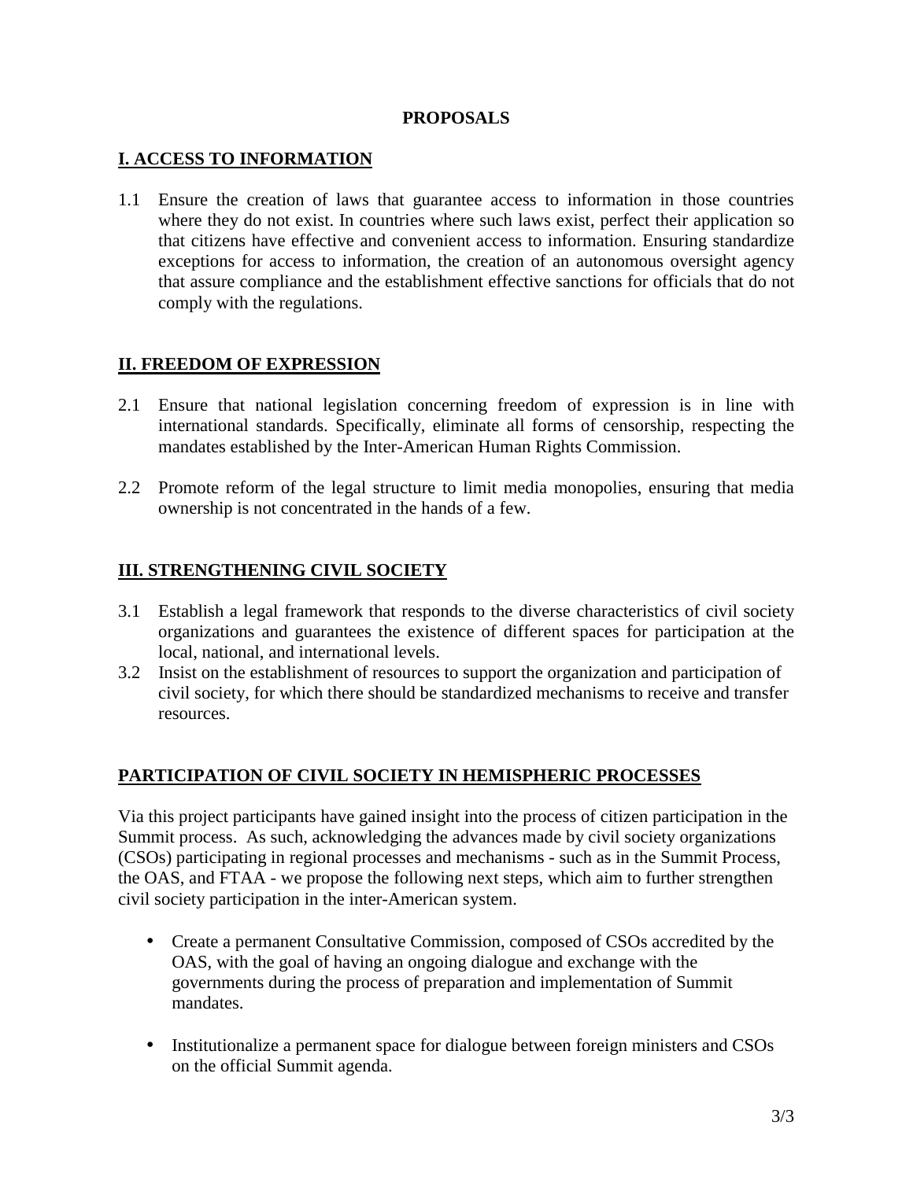**PROPOSALS**

## I. ACCESS TO INFORMATION

1.1 Ensure the creation of laws that guarantee access to information in those countries where they do not exist. In countries where such laws exist, perfect their application so that citizens have effective and convenient access to information. Ensuring standardize exceptions for access to information, the creation of an autonomous oversight agency that assure compliance and the establishment effective sanctions for officials that do not comply with the regulations.

## II. FREEDOM OF EXPRESSION

2.1 Ensure that national legislation concerning freedom of expression is in line with international standards. Specifically, eliminate all forms of censorship, respecting the mandates established by the Inter-American Human Rights Commission.

2.2 Promote reform of the legal structure to limit media monopolies, ensuring that media ownership is not concentrated in the hands of a few.

## III. STRENGTHENING CIVIL SOCIETY

3.1 Establish a legal framework that responds to the diverse characteristics of civil society organizations and guarantees the existence of different spaces for participation at the local, national, and international levels.

3.2 Insist on the establishment of resources to support the organization and participation of civil society, for which there should be standardized mechanisms to receive and transfer resources.

## PARTICIPATION OF CIVIL SOCIETY IN HEMISPHERIC PROCESSES

Via this project participants have gained insight into the process of citizen participation in the Summit process. As such, acknowledging the advances made by civil society organizations (CSOs) participating in regional processes and mechanisms - such as in the Summit Process, the OAS, and FTAA - we propose the following next steps, which aim to further strengthen civil society participation in the inter-American system.

- Create a permanent Consultative Commission, composed of CSOs accredited by the OAS, with the goal of having an ongoing dialogue and exchange with the governments during the process of preparation and implementation of Summit mandates.

- Institutionalize a permanent space for dialogue between foreign ministers and CSOs on the official Summit agenda.